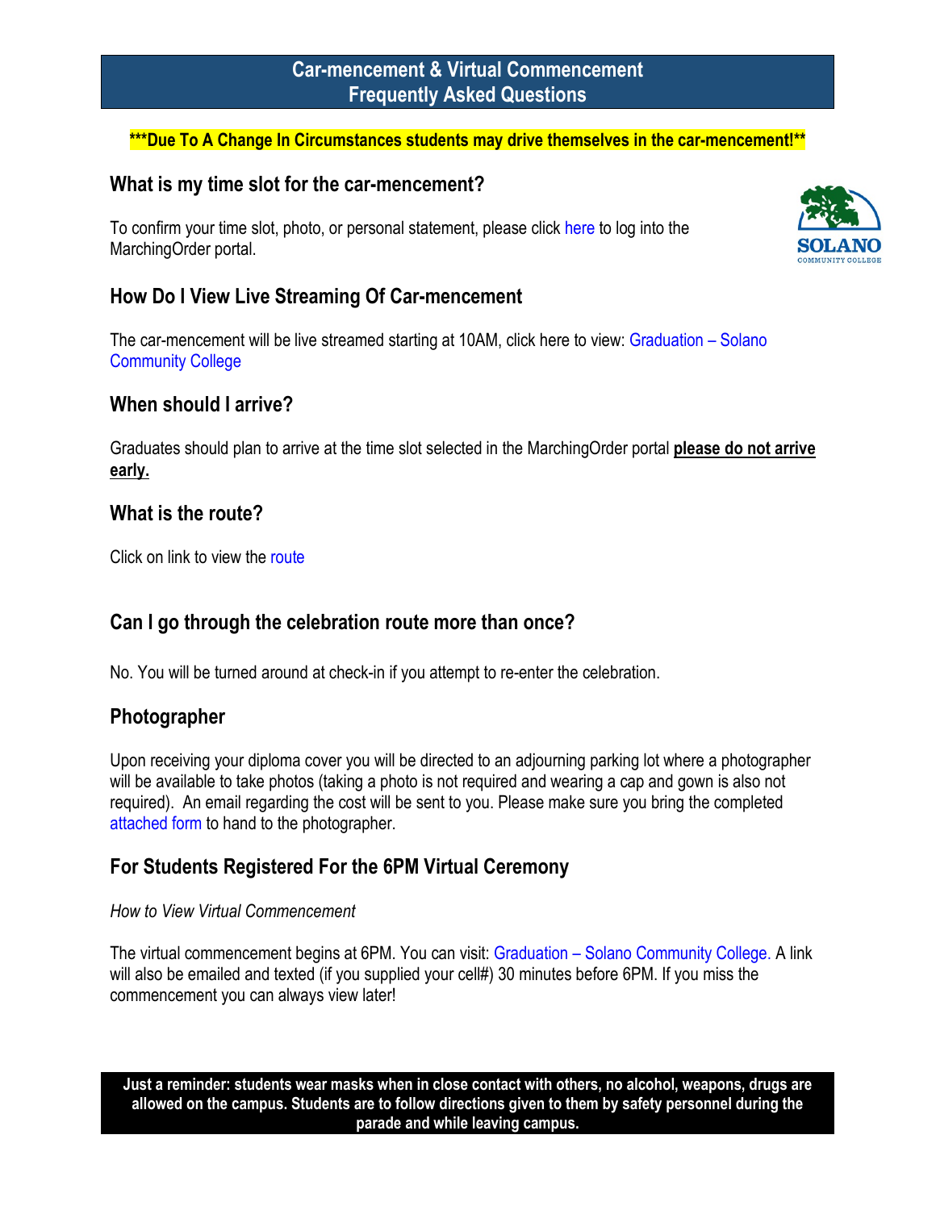# Car-mencement & Virtual Commencement Frequently Asked Questions

**\*\*\*Due To A Change In Circumstances students may drive themselves in the car-mencement!\*\***

## What is my time slot for the car-mencement?

To confirm your time slot, photo, or personal statement, please click here to log into the MarchingOrder portal.

## How Do I View Live Streaming Of Car-mencement

The car-mencement will be live streamed starting at 10AM, click here to view: Graduation – Solano Community College

## When should I arrive?

Graduates should plan to arrive at the time slot selected in the MarchingOrder portal **please do not arrive early.**

## What is the route?

Click on link to view the route

## Can I go through the celebration route more than once?

No. You will be turned around at check-in if you attempt to re-enter the celebration.

## Photographer

Upon receiving your diploma cover you will be directed to an adjourning parking lot where a photographer will be available to take photos (taking a photo is not required and wearing a cap and gown is also not required). An email regarding the cost will be sent to you. Please make sure you bring the completed attached form to hand to the photographer.

## For Students Registered For the 6PM Virtual Ceremony

*How to View Virtual Commencement*

The virtual commencement begins at 6PM. You can visit: Graduation – Solano Community College. A link will also be emailed and texted (if you supplied your cell#) 30 minutes before 6PM. If you miss the commencement you can always view later!

**Just a reminder: students wear masks when in close contact with others, no alcohol, weapons, drugs are allowed on the campus. Students are to follow directions given to them by safety personnel during the parade and while leaving campus.**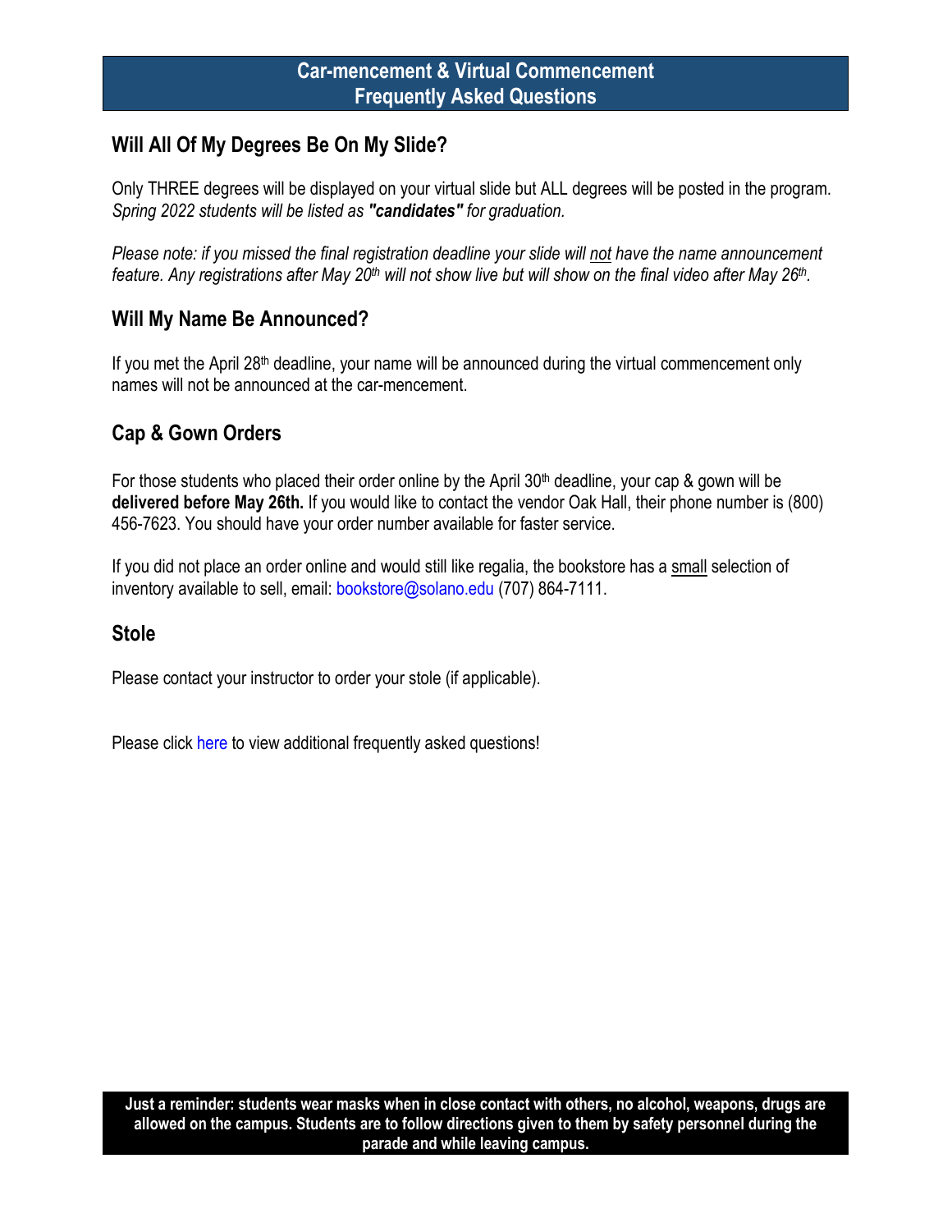# Car-mencement & Virtual Commencement Frequently Asked Questions

## Will All Of My Degrees Be On My Slide?

Only THREE degrees will be displayed on your virtual slide but ALL degrees will be posted in the program. *Spring 2022 students will be listed as **"candidates"** for graduation.*

*Please note: if you missed the final registration deadline your slide will not have the name announcement feature. Any registrations after May 20th will not show live but will show on the final video after May 26th.*

## Will My Name Be Announced?

If you met the April 28th deadline, your name will be announced during the virtual commencement only names will not be announced at the car-mencement.

## Cap & Gown Orders

For those students who placed their order online by the April 30th deadline, your cap & gown will be **delivered before May 26th.** If you would like to contact the vendor Oak Hall, their phone number is (800) 456-7623. You should have your order number available for faster service.

If you did not place an order online and would still like regalia, the bookstore has a small selection of inventory available to sell, email: bookstore@solano.edu (707) 864-7111.

## Stole

Please contact your instructor to order your stole (if applicable).

Please click here to view additional frequently asked questions!

**Just a reminder: students wear masks when in close contact with others, no alcohol, weapons, drugs are allowed on the campus. Students are to follow directions given to them by safety personnel during the parade and while leaving campus.**